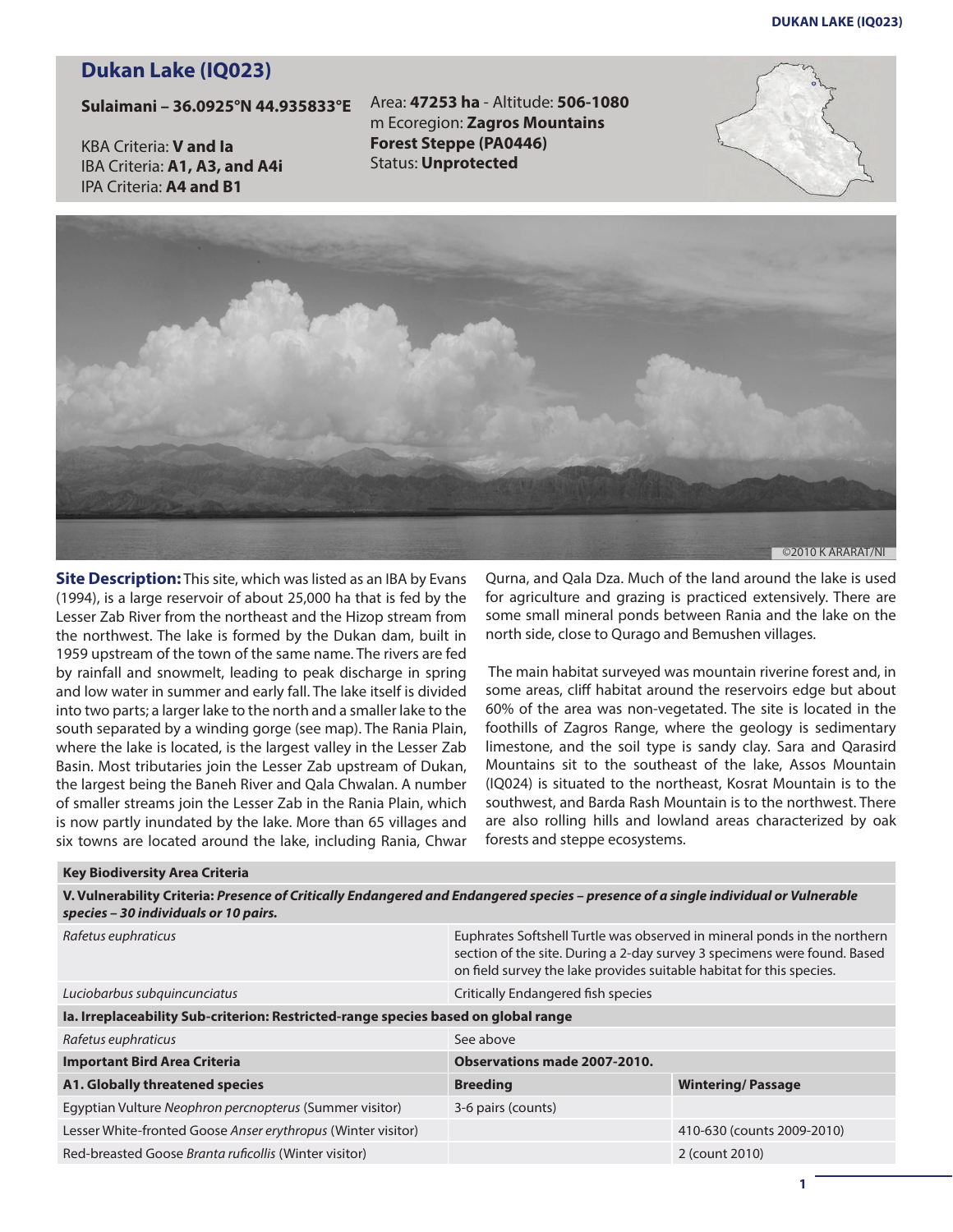# Dukan Lake (IQ023)

**Sulaimani – 36.0925°N 44.935833°E**

KBA Criteria: **V and Ia**
IBA Criteria: **A1, A3, and A4i**
IPA Criteria: **A4 and B1**

Area: **47253 ha** - Altitude: **506-1080 m** Ecoregion: **Zagros Mountains Forest Steppe (PA0446)**
Status: **Unprotected**

©2010 K ARARAT/NI

**Site Description:** This site, which was listed as an IBA by Evans (1994), is a large reservoir of about 25,000 ha that is fed by the Lesser Zab River from the northeast and the Hizop stream from the northwest. The lake is formed by the Dukan dam, built in 1959 upstream of the town of the same name. The rivers are fed by rainfall and snowmelt, leading to peak discharge in spring and low water in summer and early fall. The lake itself is divided into two parts; a larger lake to the north and a smaller lake to the south separated by a winding gorge (see map). The Rania Plain, where the lake is located, is the largest valley in the Lesser Zab Basin. Most tributaries join the Lesser Zab upstream of Dukan, the largest being the Baneh River and Qala Chwalan. A number of smaller streams join the Lesser Zab in the Rania Plain, which is now partly inundated by the lake. More than 65 villages and six towns are located around the lake, including Rania, Chwar Qurna, and Qala Dza. Much of the land around the lake is used for agriculture and grazing is practiced extensively. There are some small mineral ponds between Rania and the lake on the north side, close to Qurago and Bemushen villages.

The main habitat surveyed was mountain riverine forest and, in some areas, cliff habitat around the reservoirs edge but about 60% of the area was non-vegetated. The site is located in the foothills of Zagros Range, where the geology is sedimentary limestone, and the soil type is sandy clay. Sara and Qarasird Mountains sit to the southeast of the lake, Assos Mountain (IQ024) is situated to the northeast, Kosrat Mountain is to the southwest, and Barda Rash Mountain is to the northwest. There are also rolling hills and lowland areas characterized by oak forests and steppe ecosystems.

| **Key Biodiversity Area Criteria** | | |
|---|---|---|
| **V. Vulnerability Criteria:** ***Presence of Critically Endangered and Endangered species – presence of a single individual or Vulnerable species – 30 individuals or 10 pairs.*** | | |
| *Rafetus euphraticus* | Euphrates Softshell Turtle was observed in mineral ponds in the northern section of the site. During a 2-day survey 3 specimens were found. Based on field survey the lake provides suitable habitat for this species. | |
| *Luciobarbus subquincunciatus* | Critically Endangered fish species | |
| **Ia. Irreplaceability Sub-criterion: Restricted-range species based on global range** | | |
| *Rafetus euphraticus* | See above | |
| **Important Bird Area Criteria** | **Observations made 2007-2010.** | |
| **A1. Globally threatened species** | **Breeding** | **Wintering/ Passage** |
| Egyptian Vulture *Neophron percnopterus* (Summer visitor) | 3-6 pairs (counts) | |
| Lesser White-fronted Goose *Anser erythropus* (Winter visitor) | | 410-630 (counts 2009-2010) |
| Red-breasted Goose *Branta ruficollis* (Winter visitor) | | 2 (count 2010) |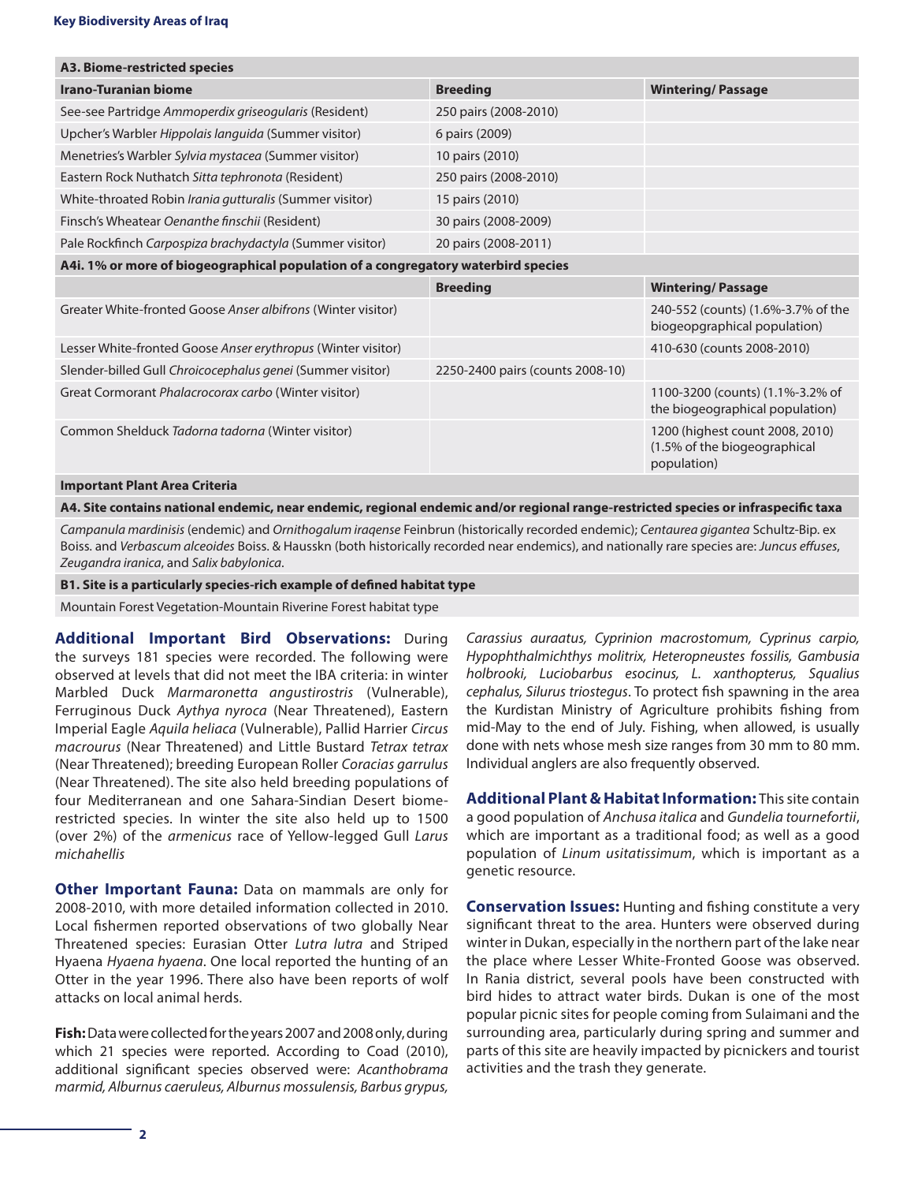| A3. Biome-restricted species | | |
|---|---|---|
| **Irano-Turanian biome** | **Breeding** | **Wintering/ Passage** |
| See-see Partridge *Ammoperdix griseogularis* (Resident) | 250 pairs (2008-2010) | |
| Upcher's Warbler *Hippolais languida* (Summer visitor) | 6 pairs (2009) | |
| Menetries's Warbler *Sylvia mystacea* (Summer visitor) | 10 pairs (2010) | |
| Eastern Rock Nuthatch *Sitta tephronota* (Resident) | 250 pairs (2008-2010) | |
| White-throated Robin *Irania gutturalis* (Summer visitor) | 15 pairs (2010) | |
| Finsch's Wheatear *Oenanthe finschii* (Resident) | 30 pairs (2008-2009) | |
| Pale Rockfinch *Carpospiza brachydactyla* (Summer visitor) | 20 pairs (2008-2011) | |
| **A4i. 1% or more of biogeographical population of a congregatory waterbird species** | | |
| | **Breeding** | **Wintering/ Passage** |
| Greater White-fronted Goose *Anser albifrons* (Winter visitor) | | 240-552 (counts) (1.6%-3.7% of the biogeopgraphical population) |
| Lesser White-fronted Goose *Anser erythropus* (Winter visitor) | | 410-630 (counts 2008-2010) |
| Slender-billed Gull *Chroicocephalus genei* (Summer visitor) | 2250-2400 pairs (counts 2008-10) | |
| Great Cormorant *Phalacrocorax carbo* (Winter visitor) | | 1100-3200 (counts) (1.1%-3.2% of the biogeographical population) |
| Common Shelduck *Tadorna tadorna* (Winter visitor) | | 1200 (highest count 2008, 2010) (1.5% of the biogeographical population) |

**Important Plant Area Criteria**

**A4. Site contains national endemic, near endemic, regional endemic and/or regional range-restricted species or infraspecific taxa**

*Campanula mardinisis* (endemic) and *Ornithogalum iraqense* Feinbrun (historically recorded endemic); *Centaurea gigantea* Schultz-Bip. ex Boiss. and *Verbascum alceoides* Boiss. & Hausskn (both historically recorded near endemics), and nationally rare species are: *Juncus effuses*, *Zeugandra iranica*, and *Salix babylonica*.

**B1. Site is a particularly species-rich example of defined habitat type**

Mountain Forest Vegetation-Mountain Riverine Forest habitat type

**Additional Important Bird Observations:** During the surveys 181 species were recorded. The following were observed at levels that did not meet the IBA criteria: in winter Marbled Duck *Marmaronetta angustirostris* (Vulnerable), Ferruginous Duck *Aythya nyroca* (Near Threatened), Eastern Imperial Eagle *Aquila heliaca* (Vulnerable), Pallid Harrier *Circus macrourus* (Near Threatened) and Little Bustard *Tetrax tetrax* (Near Threatened); breeding European Roller *Coracias garrulus* (Near Threatened). The site also held breeding populations of four Mediterranean and one Sahara-Sindian Desert biome-restricted species. In winter the site also held up to 1500 (over 2%) of the *armenicus* race of Yellow-legged Gull *Larus michahellis*

**Other Important Fauna:** Data on mammals are only for 2008-2010, with more detailed information collected in 2010. Local fishermen reported observations of two globally Near Threatened species: Eurasian Otter *Lutra lutra* and Striped Hyaena *Hyaena hyaena*. One local reported the hunting of an Otter in the year 1996. There also have been reports of wolf attacks on local animal herds.

**Fish:** Data were collected for the years 2007 and 2008 only, during which 21 species were reported. According to Coad (2010), additional significant species observed were: *Acanthobrama marmid, Alburnus caeruleus, Alburnus mossulensis, Barbus grypus, Carassius auraatus, Cyprinion macrostomum, Cyprinus carpio, Hypophthalmichthys molitrix, Heteropneustes fossilis, Gambusia holbrooki, Luciobarbus esocinus, L. xanthopterus, Squalius cephalus, Silurus triostegus*. To protect fish spawning in the area the Kurdistan Ministry of Agriculture prohibits fishing from mid-May to the end of July. Fishing, when allowed, is usually done with nets whose mesh size ranges from 30 mm to 80 mm. Individual anglers are also frequently observed.

**Additional Plant & Habitat Information:** This site contain a good population of *Anchusa italica* and *Gundelia tournefortii*, which are important as a traditional food; as well as a good population of *Linum usitatissimum*, which is important as a genetic resource.

**Conservation Issues:** Hunting and fishing constitute a very significant threat to the area. Hunters were observed during winter in Dukan, especially in the northern part of the lake near the place where Lesser White-Fronted Goose was observed. In Rania district, several pools have been constructed with bird hides to attract water birds. Dukan is one of the most popular picnic sites for people coming from Sulaimani and the surrounding area, particularly during spring and summer and parts of this site are heavily impacted by picnickers and tourist activities and the trash they generate.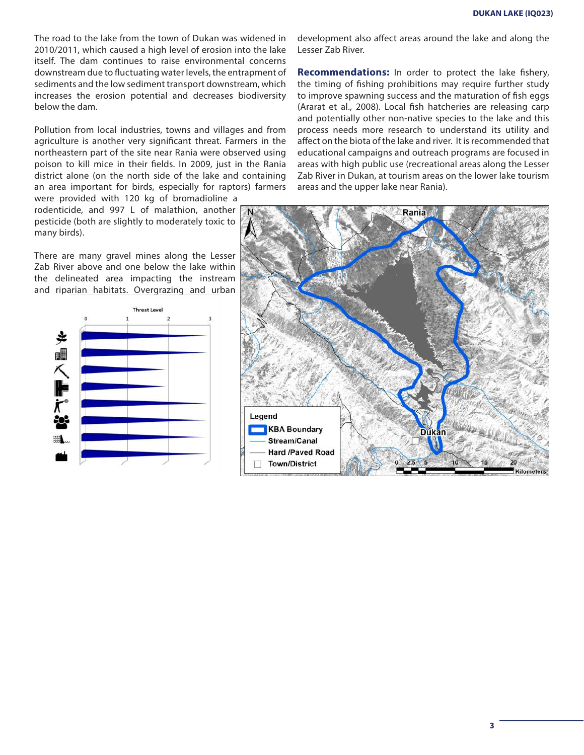The road to the lake from the town of Dukan was widened in 2010/2011, which caused a high level of erosion into the lake itself. The dam continues to raise environmental concerns downstream due to fluctuating water levels, the entrapment of sediments and the low sediment transport downstream, which increases the erosion potential and decreases biodiversity below the dam.

Pollution from local industries, towns and villages and from agriculture is another very significant threat. Farmers in the northeastern part of the site near Rania were observed using poison to kill mice in their fields. In 2009, just in the Rania district alone (on the north side of the lake and containing an area important for birds, especially for raptors) farmers were provided with 120 kg of bromadioline a rodenticide, and 997 L of malathion, another pesticide (both are slightly to moderately toxic to many birds).

There are many gravel mines along the Lesser Zab River above and one below the lake within the delineated area impacting the instream and riparian habitats. Overgrazing and urban development also affect areas around the lake and along the Lesser Zab River.

Threat Level

0
1
2
3

**Recommendations:** In order to protect the lake fishery, the timing of fishing prohibitions may require further study to improve spawning success and the maturation of fish eggs (Ararat et al., 2008). Local fish hatcheries are releasing carp and potentially other non-native species to the lake and this process needs more research to understand its utility and affect on the biota of the lake and river. It is recommended that educational campaigns and outreach programs are focused in areas with high public use (recreational areas along the Lesser Zab River in Dukan, at tourism areas on the lower lake tourism areas and the upper lake near Rania).

N

Rania

Dukan

Legend
KBA Boundary
Stream/Canal
Hard /Paved Road
Town/District

0 2.5 5 10 15 20 Kilometers